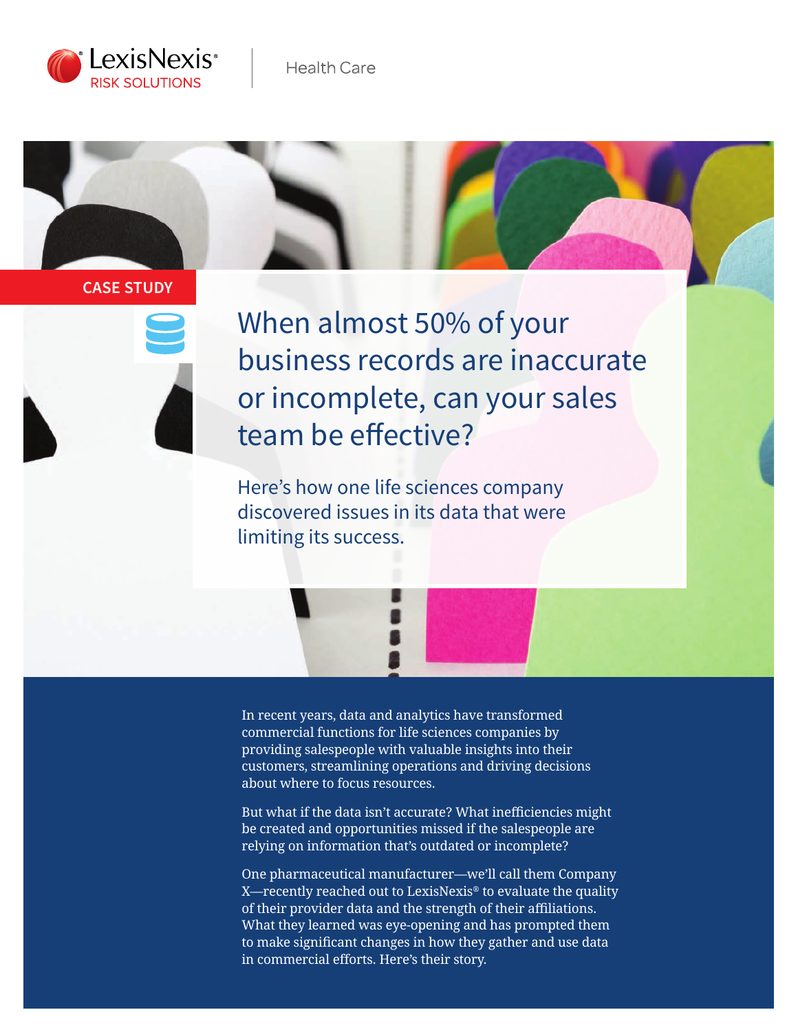LexisNexis® RISK SOLUTIONS | Health Care

CASE STUDY

# When almost 50% of your business records are inaccurate or incomplete, can your sales team be effective?

## Here's how one life sciences company discovered issues in its data that were limiting its success.

In recent years, data and analytics have transformed commercial functions for life sciences companies by providing salespeople with valuable insights into their customers, streamlining operations and driving decisions about where to focus resources.

But what if the data isn't accurate? What inefficiencies might be created and opportunities missed if the salespeople are relying on information that's outdated or incomplete?

One pharmaceutical manufacturer—we'll call them Company X—recently reached out to LexisNexis® to evaluate the quality of their provider data and the strength of their affiliations. What they learned was eye-opening and has prompted them to make significant changes in how they gather and use data in commercial efforts. Here's their story.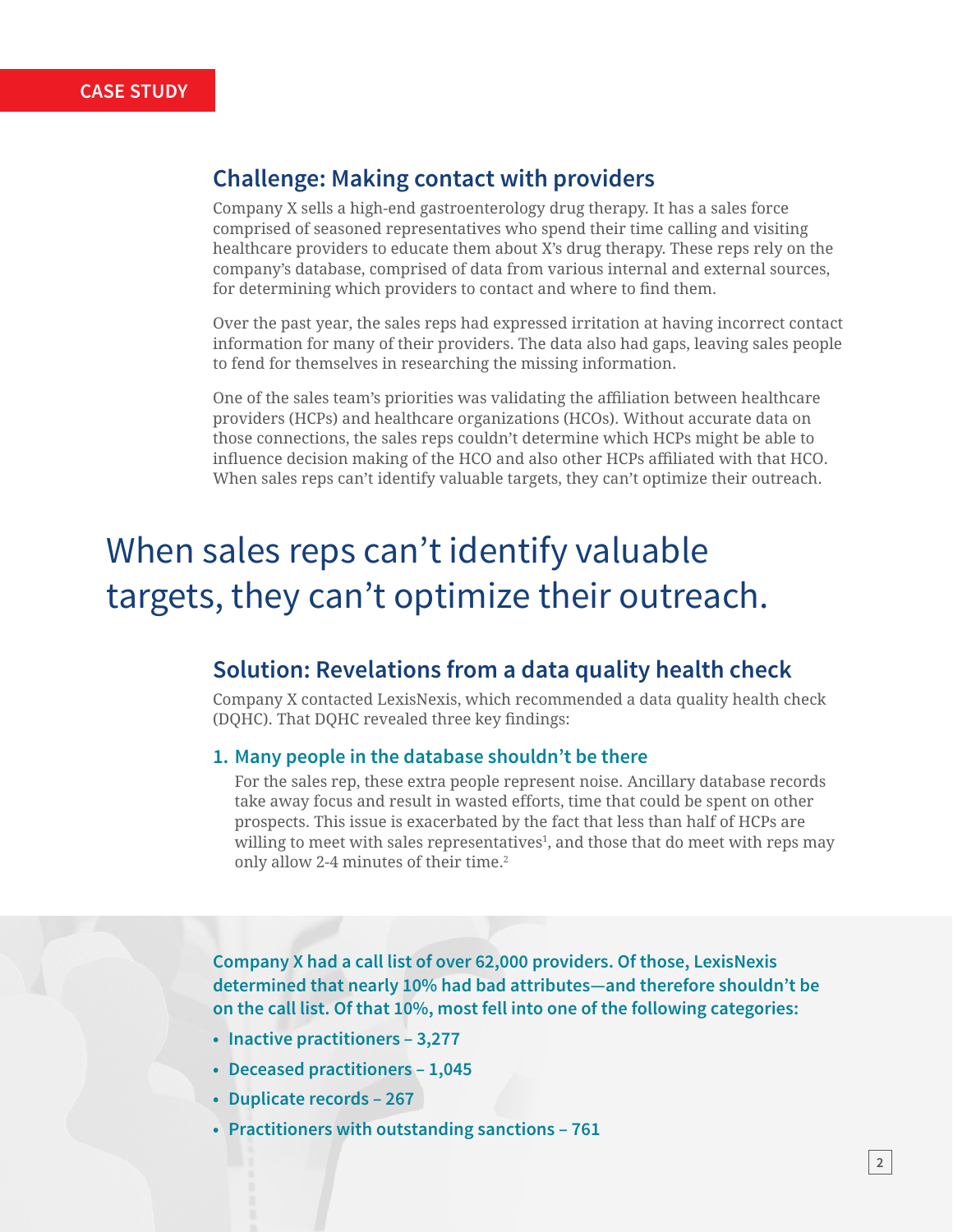CASE STUDY

## Challenge: Making contact with providers

Company X sells a high-end gastroenterology drug therapy. It has a sales force comprised of seasoned representatives who spend their time calling and visiting healthcare providers to educate them about X's drug therapy. These reps rely on the company's database, comprised of data from various internal and external sources, for determining which providers to contact and where to find them.

Over the past year, the sales reps had expressed irritation at having incorrect contact information for many of their providers. The data also had gaps, leaving sales people to fend for themselves in researching the missing information.

One of the sales team's priorities was validating the affiliation between healthcare providers (HCPs) and healthcare organizations (HCOs). Without accurate data on those connections, the sales reps couldn't determine which HCPs might be able to influence decision making of the HCO and also other HCPs affiliated with that HCO. When sales reps can't identify valuable targets, they can't optimize their outreach.

> When sales reps can't identify valuable targets, they can't optimize their outreach.

## Solution: Revelations from a data quality health check

Company X contacted LexisNexis, which recommended a data quality health check (DQHC). That DQHC revealed three key findings:

### 1. Many people in the database shouldn't be there

For the sales rep, these extra people represent noise. Ancillary database records take away focus and result in wasted efforts, time that could be spent on other prospects. This issue is exacerbated by the fact that less than half of HCPs are willing to meet with sales representatives[1], and those that do meet with reps may only allow 2-4 minutes of their time.[2]

**Company X had a call list of over 62,000 providers. Of those, LexisNexis determined that nearly 10% had bad attributes—and therefore shouldn't be on the call list. Of that 10%, most fell into one of the following categories:**

- **Inactive practitioners – 3,277**
- **Deceased practitioners – 1,045**
- **Duplicate records – 267**
- **Practitioners with outstanding sanctions – 761**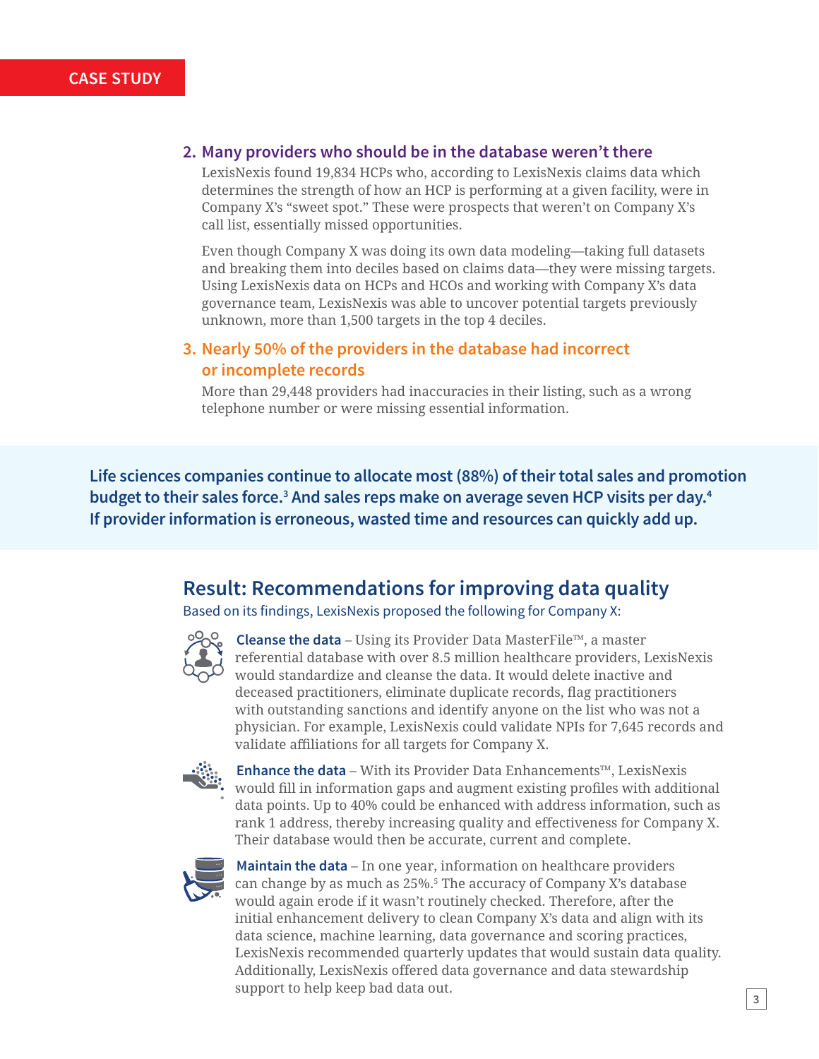### 2. Many providers who should be in the database weren't there

LexisNexis found 19,834 HCPs who, according to LexisNexis claims data which determines the strength of how an HCP is performing at a given facility, were in Company X's "sweet spot." These were prospects that weren't on Company X's call list, essentially missed opportunities.

Even though Company X was doing its own data modeling—taking full datasets and breaking them into deciles based on claims data—they were missing targets. Using LexisNexis data on HCPs and HCOs and working with Company X's data governance team, LexisNexis was able to uncover potential targets previously unknown, more than 1,500 targets in the top 4 deciles.

### 3. Nearly 50% of the providers in the database had incorrect or incomplete records

More than 29,448 providers had inaccuracies in their listing, such as a wrong telephone number or were missing essential information.

**Life sciences companies continue to allocate most (88%) of their total sales and promotion budget to their sales force.[3] And sales reps make on average seven HCP visits per day.[4] If provider information is erroneous, wasted time and resources can quickly add up.**

## Result: Recommendations for improving data quality

Based on its findings, LexisNexis proposed the following for Company X:

**Cleanse the data** – Using its Provider Data MasterFile™, a master referential database with over 8.5 million healthcare providers, LexisNexis would standardize and cleanse the data. It would delete inactive and deceased practitioners, eliminate duplicate records, flag practitioners with outstanding sanctions and identify anyone on the list who was not a physician. For example, LexisNexis could validate NPIs for 7,645 records and validate affiliations for all targets for Company X.

**Enhance the data** – With its Provider Data Enhancements™, LexisNexis would fill in information gaps and augment existing profiles with additional data points. Up to 40% could be enhanced with address information, such as rank 1 address, thereby increasing quality and effectiveness for Company X. Their database would then be accurate, current and complete.

**Maintain the data** – In one year, information on healthcare providers can change by as much as 25%.[5] The accuracy of Company X's database would again erode if it wasn't routinely checked. Therefore, after the initial enhancement delivery to clean Company X's data and align with its data science, machine learning, data governance and scoring practices, LexisNexis recommended quarterly updates that would sustain data quality. Additionally, LexisNexis offered data governance and data stewardship support to help keep bad data out.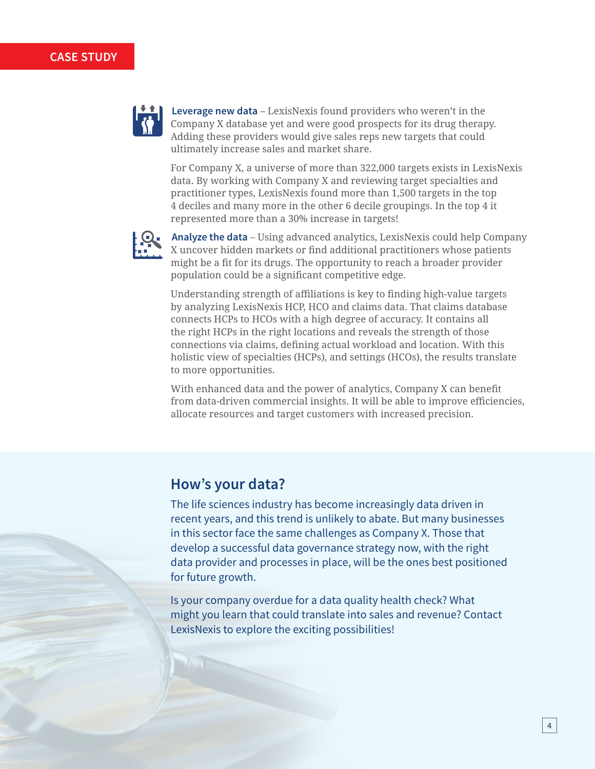**Leverage new data** – LexisNexis found providers who weren't in the Company X database yet and were good prospects for its drug therapy. Adding these providers would give sales reps new targets that could ultimately increase sales and market share.

For Company X, a universe of more than 322,000 targets exists in LexisNexis data. By working with Company X and reviewing target specialties and practitioner types, LexisNexis found more than 1,500 targets in the top 4 deciles and many more in the other 6 decile groupings. In the top 4 it represented more than a 30% increase in targets!

**Analyze the data** – Using advanced analytics, LexisNexis could help Company X uncover hidden markets or find additional practitioners whose patients might be a fit for its drugs. The opportunity to reach a broader provider population could be a significant competitive edge.

Understanding strength of affiliations is key to finding high-value targets by analyzing LexisNexis HCP, HCO and claims data. That claims database connects HCPs to HCOs with a high degree of accuracy. It contains all the right HCPs in the right locations and reveals the strength of those connections via claims, defining actual workload and location. With this holistic view of specialties (HCPs), and settings (HCOs), the results translate to more opportunities.

With enhanced data and the power of analytics, Company X can benefit from data-driven commercial insights. It will be able to improve efficiencies, allocate resources and target customers with increased precision.

## How's your data?

The life sciences industry has become increasingly data driven in recent years, and this trend is unlikely to abate. But many businesses in this sector face the same challenges as Company X. Those that develop a successful data governance strategy now, with the right data provider and processes in place, will be the ones best positioned for future growth.

Is your company overdue for a data quality health check? What might you learn that could translate into sales and revenue? Contact LexisNexis to explore the exciting possibilities!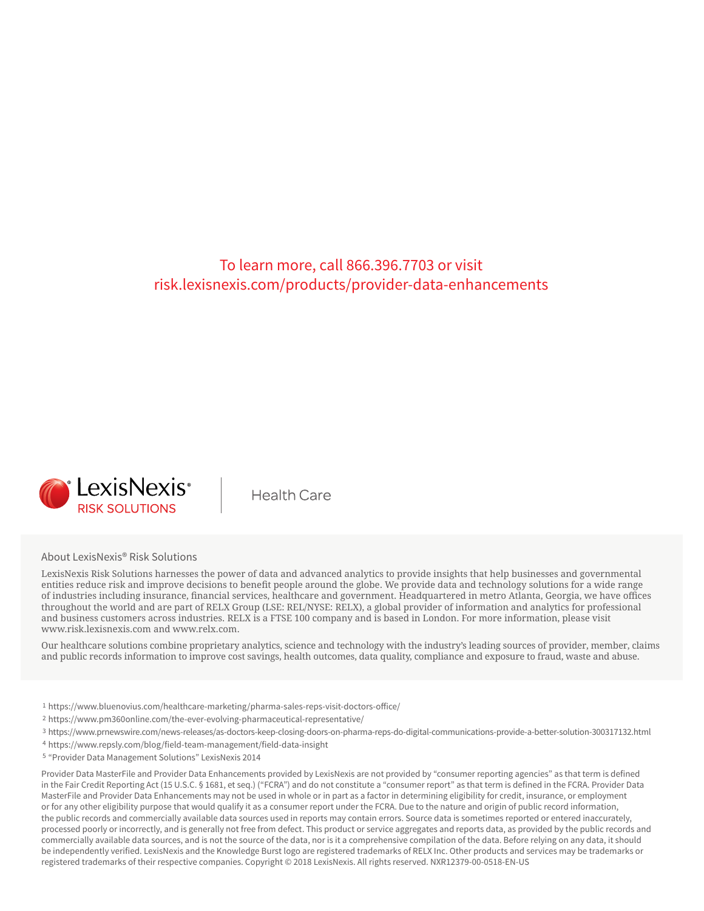To learn more, call 866.396.7703 or visit
risk.lexisnexis.com/products/provider-data-enhancements

LexisNexis® RISK SOLUTIONS | Health Care

## About LexisNexis® Risk Solutions

LexisNexis Risk Solutions harnesses the power of data and advanced analytics to provide insights that help businesses and governmental entities reduce risk and improve decisions to benefit people around the globe. We provide data and technology solutions for a wide range of industries including insurance, financial services, healthcare and government. Headquartered in metro Atlanta, Georgia, we have offices throughout the world and are part of RELX Group (LSE: REL/NYSE: RELX), a global provider of information and analytics for professional and business customers across industries. RELX is a FTSE 100 company and is based in London. For more information, please visit www.risk.lexisnexis.com and www.relx.com.

Our healthcare solutions combine proprietary analytics, science and technology with the industry's leading sources of provider, member, claims and public records information to improve cost savings, health outcomes, data quality, compliance and exposure to fraud, waste and abuse.

[1] https://www.bluenovius.com/healthcare-marketing/pharma-sales-reps-visit-doctors-office/
[2] https://www.pm360online.com/the-ever-evolving-pharmaceutical-representative/
[3] https://www.prnewswire.com/news-releases/as-doctors-keep-closing-doors-on-pharma-reps-do-digital-communications-provide-a-better-solution-300317132.html
[4] https://www.repsly.com/blog/field-team-management/field-data-insight
[5] "Provider Data Management Solutions" LexisNexis 2014

Provider Data MasterFile and Provider Data Enhancements provided by LexisNexis are not provided by "consumer reporting agencies" as that term is defined in the Fair Credit Reporting Act (15 U.S.C. § 1681, et seq.) ("FCRA") and do not constitute a "consumer report" as that term is defined in the FCRA. Provider Data MasterFile and Provider Data Enhancements may not be used in whole or in part as a factor in determining eligibility for credit, insurance, or employment or for any other eligibility purpose that would qualify it as a consumer report under the FCRA. Due to the nature and origin of public record information, the public records and commercially available data sources used in reports may contain errors. Source data is sometimes reported or entered inaccurately, processed poorly or incorrectly, and is generally not free from defect. This product or service aggregates and reports data, as provided by the public records and commercially available data sources, and is not the source of the data, nor is it a comprehensive compilation of the data. Before relying on any data, it should be independently verified. LexisNexis and the Knowledge Burst logo are registered trademarks of RELX Inc. Other products and services may be trademarks or registered trademarks of their respective companies. Copyright © 2018 LexisNexis. All rights reserved. NXR12379-00-0518-EN-US